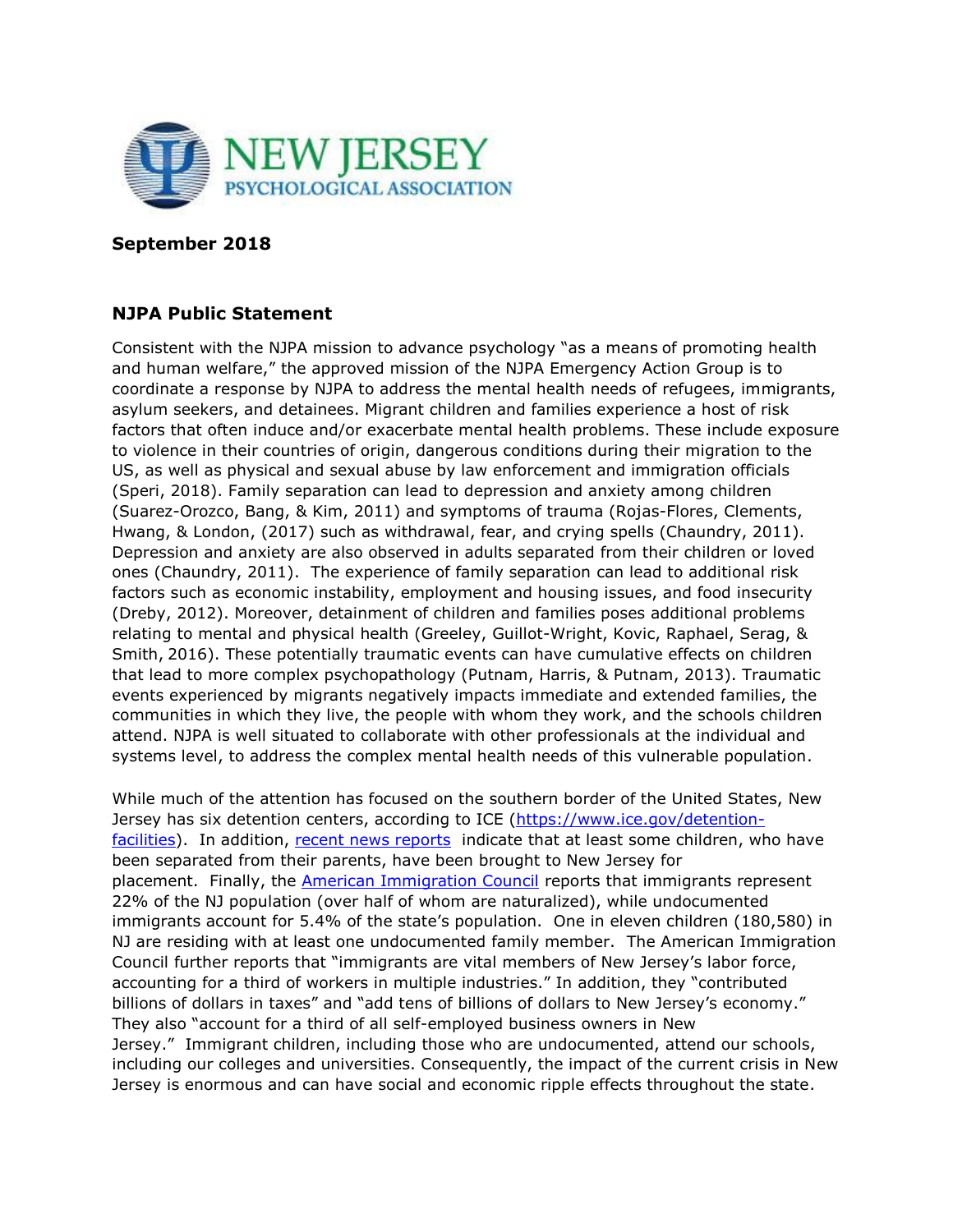NEW JERSEY PSYCHOLOGICAL ASSOCIATION

**September 2018**

## NJPA Public Statement

Consistent with the NJPA mission to advance psychology "as a means of promoting health and human welfare," the approved mission of the NJPA Emergency Action Group is to coordinate a response by NJPA to address the mental health needs of refugees, immigrants, asylum seekers, and detainees. Migrant children and families experience a host of risk factors that often induce and/or exacerbate mental health problems. These include exposure to violence in their countries of origin, dangerous conditions during their migration to the US, as well as physical and sexual abuse by law enforcement and immigration officials (Speri, 2018). Family separation can lead to depression and anxiety among children (Suarez-Orozco, Bang, & Kim, 2011) and symptoms of trauma (Rojas-Flores, Clements, Hwang, & London, (2017) such as withdrawal, fear, and crying spells (Chaundry, 2011). Depression and anxiety are also observed in adults separated from their children or loved ones (Chaundry, 2011). The experience of family separation can lead to additional risk factors such as economic instability, employment and housing issues, and food insecurity (Dreby, 2012). Moreover, detainment of children and families poses additional problems relating to mental and physical health (Greeley, Guillot-Wright, Kovic, Raphael, Serag, & Smith, 2016). These potentially traumatic events can have cumulative effects on children that lead to more complex psychopathology (Putnam, Harris, & Putnam, 2013). Traumatic events experienced by migrants negatively impacts immediate and extended families, the communities in which they live, the people with whom they work, and the schools children attend. NJPA is well situated to collaborate with other professionals at the individual and systems level, to address the complex mental health needs of this vulnerable population.

While much of the attention has focused on the southern border of the United States, New Jersey has six detention centers, according to ICE (https://www.ice.gov/detention-facilities). In addition, recent news reports indicate that at least some children, who have been separated from their parents, have been brought to New Jersey for placement. Finally, the American Immigration Council reports that immigrants represent 22% of the NJ population (over half of whom are naturalized), while undocumented immigrants account for 5.4% of the state's population. One in eleven children (180,580) in NJ are residing with at least one undocumented family member. The American Immigration Council further reports that "immigrants are vital members of New Jersey's labor force, accounting for a third of workers in multiple industries." In addition, they "contributed billions of dollars in taxes" and "add tens of billions of dollars to New Jersey's economy." They also "account for a third of all self-employed business owners in New Jersey." Immigrant children, including those who are undocumented, attend our schools, including our colleges and universities. Consequently, the impact of the current crisis in New Jersey is enormous and can have social and economic ripple effects throughout the state.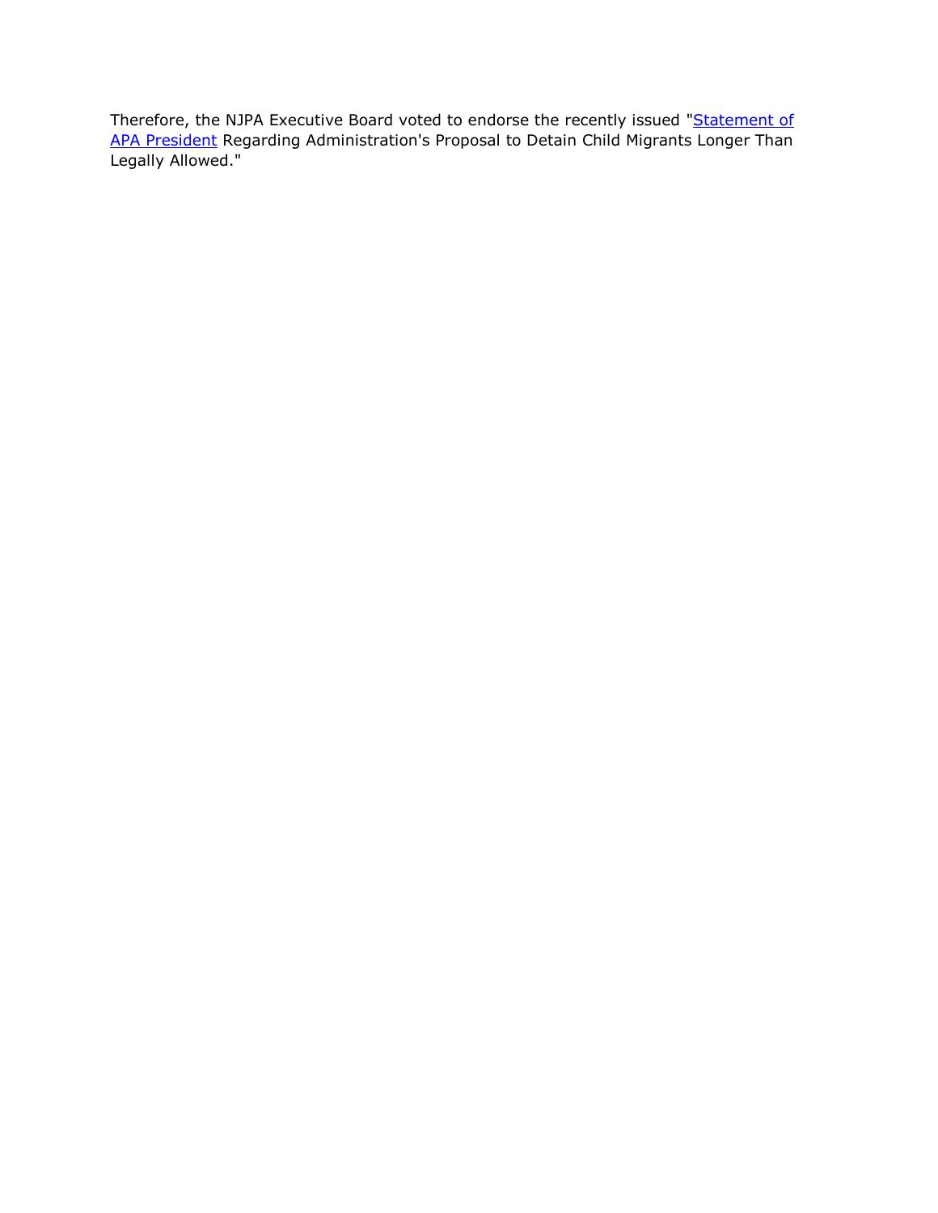Therefore, the NJPA Executive Board voted to endorse the recently issued "[Statement of APA President] Regarding Administration's Proposal to Detain Child Migrants Longer Than Legally Allowed."